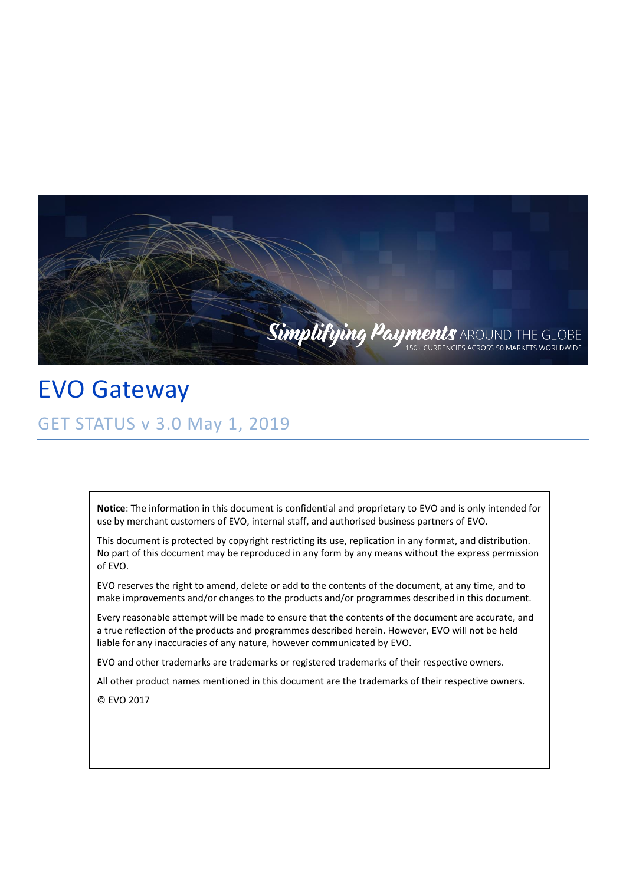Simplifying Payments AROUND THE GLOBE
150+ CURRENCIES ACROSS 50 MARKETS WORLDWIDE

# EVO Gateway

## GET STATUS v 3.0 May 1, 2019

**Notice**: The information in this document is confidential and proprietary to EVO and is only intended for use by merchant customers of EVO, internal staff, and authorised business partners of EVO.

This document is protected by copyright restricting its use, replication in any format, and distribution. No part of this document may be reproduced in any form by any means without the express permission of EVO.

EVO reserves the right to amend, delete or add to the contents of the document, at any time, and to make improvements and/or changes to the products and/or programmes described in this document.

Every reasonable attempt will be made to ensure that the contents of the document are accurate, and a true reflection of the products and programmes described herein. However, EVO will not be held liable for any inaccuracies of any nature, however communicated by EVO.

EVO and other trademarks are trademarks or registered trademarks of their respective owners.

All other product names mentioned in this document are the trademarks of their respective owners.

© EVO 2017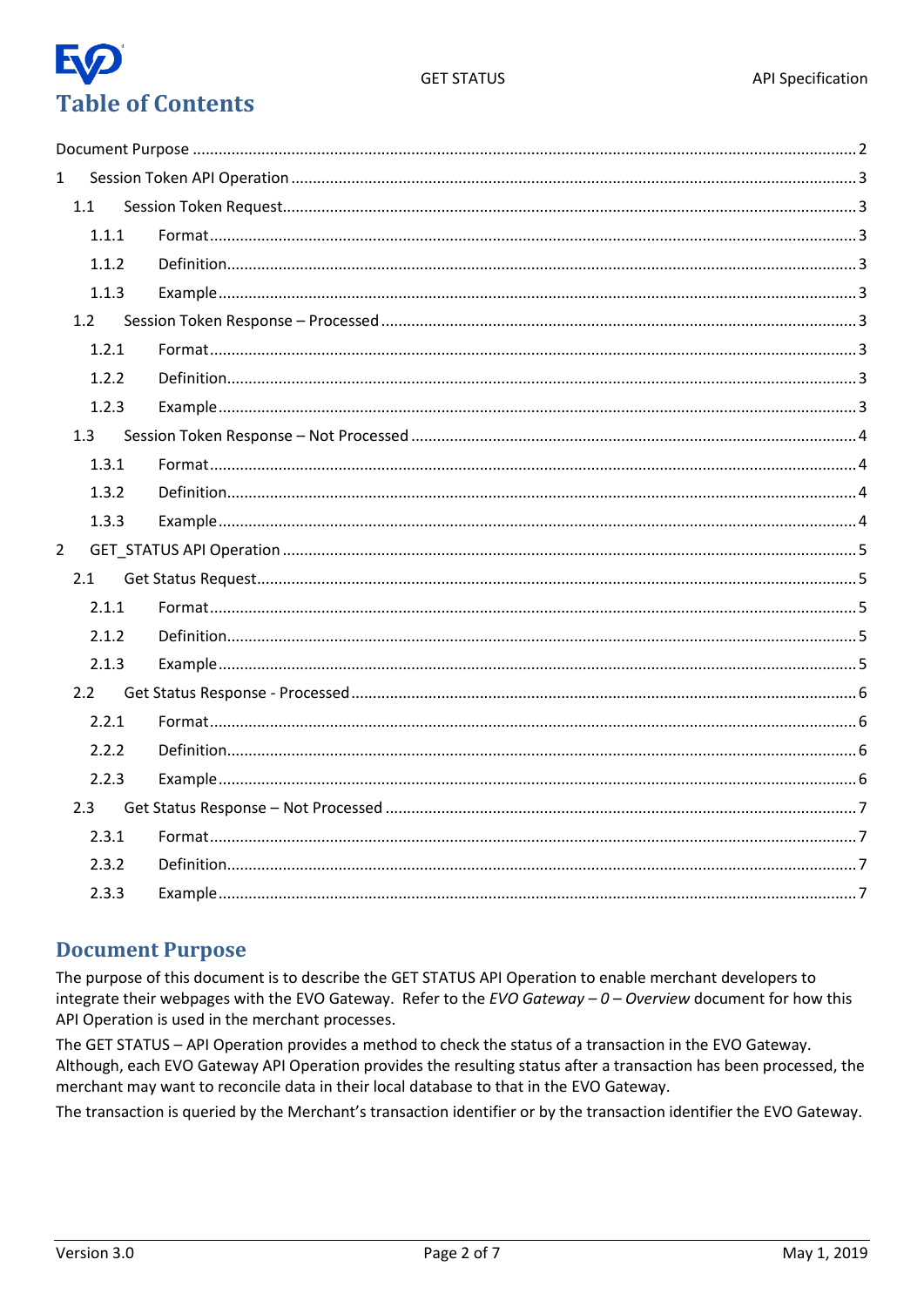# Table of Contents

Document Purpose ........................................................................................................................................ 2

1 Session Token API Operation ................................................................................................................. 3

 1.1 Session Token Request................................................................................................................... 3

  1.1.1 Format .................................................................................................................................... 3

  1.1.2 Definition................................................................................................................................ 3

  1.1.3 Example .................................................................................................................................. 3

 1.2 Session Token Response – Processed ............................................................................................ 3

  1.2.1 Format .................................................................................................................................... 3

  1.2.2 Definition................................................................................................................................ 3

  1.2.3 Example .................................................................................................................................. 3

 1.3 Session Token Response – Not Processed ...................................................................................... 4

  1.3.1 Format .................................................................................................................................... 4

  1.3.2 Definition................................................................................................................................ 4

  1.3.3 Example .................................................................................................................................. 4

2 GET_STATUS API Operation ................................................................................................................... 5

 2.1 Get Status Request......................................................................................................................... 5

  2.1.1 Format .................................................................................................................................... 5

  2.1.2 Definition................................................................................................................................ 5

  2.1.3 Example .................................................................................................................................. 5

 2.2 Get Status Response - Processed ................................................................................................... 6

  2.2.1 Format .................................................................................................................................... 6

  2.2.2 Definition................................................................................................................................ 6

  2.2.3 Example .................................................................................................................................. 6

 2.3 Get Status Response – Not Processed ............................................................................................ 7

  2.3.1 Format .................................................................................................................................... 7

  2.3.2 Definition................................................................................................................................ 7

  2.3.3 Example .................................................................................................................................. 7

## Document Purpose

The purpose of this document is to describe the GET STATUS API Operation to enable merchant developers to integrate their webpages with the EVO Gateway. Refer to the *EVO Gateway – 0 – Overview* document for how this API Operation is used in the merchant processes.

The GET STATUS – API Operation provides a method to check the status of a transaction in the EVO Gateway. Although, each EVO Gateway API Operation provides the resulting status after a transaction has been processed, the merchant may want to reconcile data in their local database to that in the EVO Gateway.

The transaction is queried by the Merchant's transaction identifier or by the transaction identifier the EVO Gateway.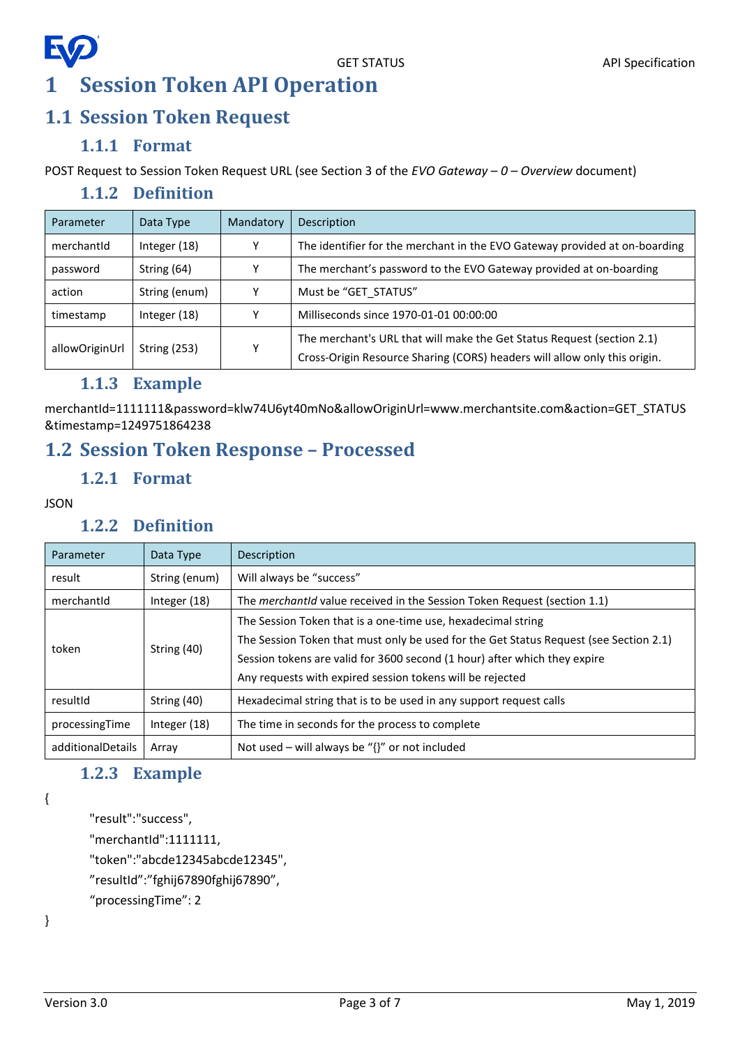# 1 Session Token API Operation

## 1.1 Session Token Request

### 1.1.1 Format

POST Request to Session Token Request URL (see Section 3 of the *EVO Gateway – 0 – Overview* document)

### 1.1.2 Definition

| Parameter | Data Type | Mandatory | Description |
|---|---|---|---|
| merchantId | Integer (18) | Y | The identifier for the merchant in the EVO Gateway provided at on-boarding |
| password | String (64) | Y | The merchant's password to the EVO Gateway provided at on-boarding |
| action | String (enum) | Y | Must be "GET_STATUS" |
| timestamp | Integer (18) | Y | Milliseconds since 1970-01-01 00:00:00 |
| allowOriginUrl | String (253) | Y | The merchant's URL that will make the Get Status Request (section 2.1)<br>Cross-Origin Resource Sharing (CORS) headers will allow only this origin. |

### 1.1.3 Example

merchantId=1111111&password=klw74U6yt40mNo&allowOriginUrl=www.merchantsite.com&action=GET_STATUS&timestamp=1249751864238

## 1.2 Session Token Response – Processed

### 1.2.1 Format

JSON

### 1.2.2 Definition

| Parameter | Data Type | Description |
|---|---|---|
| result | String (enum) | Will always be "success" |
| merchantId | Integer (18) | The *merchantId* value received in the Session Token Request (section 1.1) |
| token | String (40) | The Session Token that is a one-time use, hexadecimal string<br>The Session Token that must only be used for the Get Status Request (see Section 2.1)<br>Session tokens are valid for 3600 second (1 hour) after which they expire<br>Any requests with expired session tokens will be rejected |
| resultId | String (40) | Hexadecimal string that is to be used in any support request calls |
| processingTime | Integer (18) | The time in seconds for the process to complete |
| additionalDetails | Array | Not used – will always be "{}" or not included |

### 1.2.3 Example

```
{
    "result":"success",
    "merchantId":1111111,
    "token":"abcde12345abcde12345",
    ”resultId”:”fghij67890fghij67890”,
    “processingTime”: 2
}
```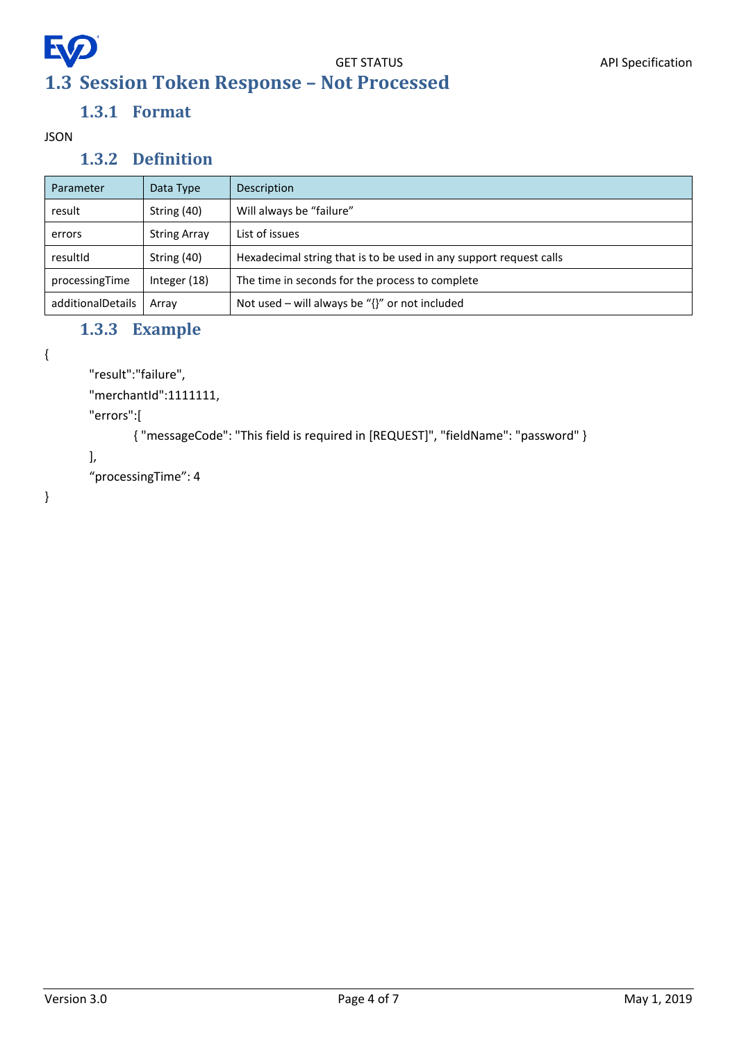## 1.3 Session Token Response – Not Processed

### 1.3.1 Format

JSON

### 1.3.2 Definition

| Parameter | Data Type | Description |
|---|---|---|
| result | String (40) | Will always be "failure" |
| errors | String Array | List of issues |
| resultId | String (40) | Hexadecimal string that is to be used in any support request calls |
| processingTime | Integer (18) | The time in seconds for the process to complete |
| additionalDetails | Array | Not used – will always be "{}" or not included |

### 1.3.3 Example

```
{
        "result":"failure",
        "merchantId":1111111,
        "errors":[
                { "messageCode": "This field is required in [REQUEST]", "fieldName": "password" }
        ],
        "processingTime": 4
}
```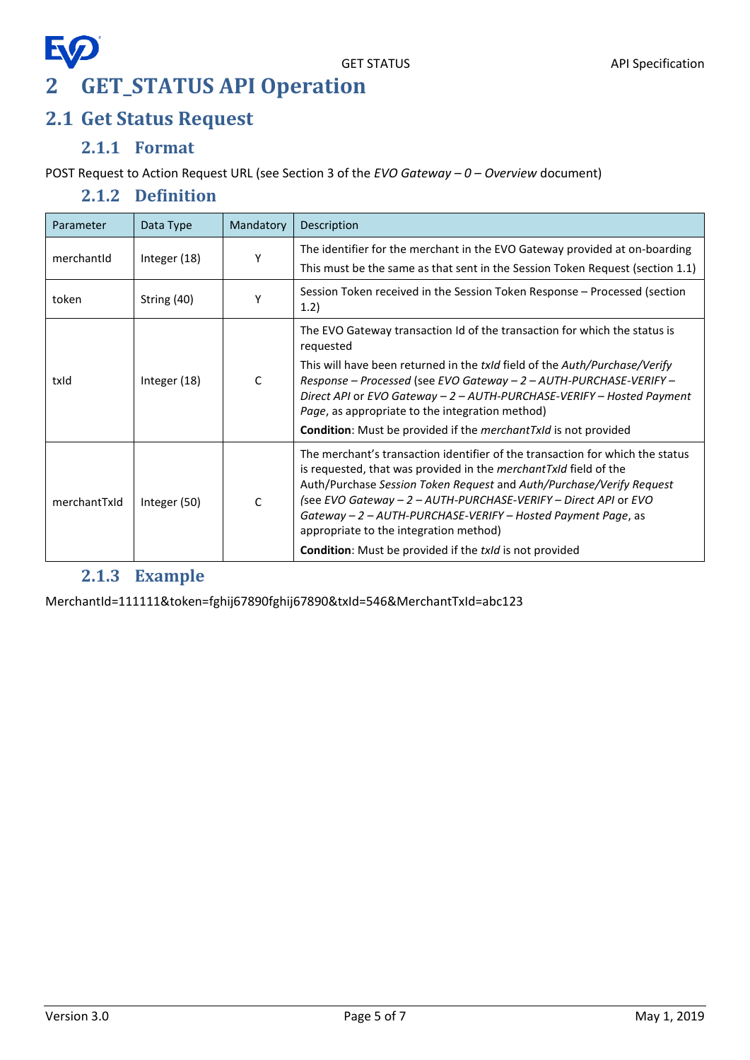# 2 GET_STATUS API Operation

## 2.1 Get Status Request

### 2.1.1 Format

POST Request to Action Request URL (see Section 3 of the *EVO Gateway – 0 – Overview* document)

### 2.1.2 Definition

| Parameter | Data Type | Mandatory | Description |
|---|---|---|---|
| merchantId | Integer (18) | Y | The identifier for the merchant in the EVO Gateway provided at on-boarding<br>This must be the same as that sent in the Session Token Request (section 1.1) |
| token | String (40) | Y | Session Token received in the Session Token Response – Processed (section 1.2) |
| txId | Integer (18) | C | The EVO Gateway transaction Id of the transaction for which the status is requested<br>This will have been returned in the *txId* field of the *Auth/Purchase/Verify Response – Processed* (see *EVO Gateway – 2 – AUTH-PURCHASE-VERIFY – Direct API* or *EVO Gateway – 2 – AUTH-PURCHASE-VERIFY – Hosted Payment Page*, as appropriate to the integration method)<br>**Condition**: Must be provided if the *merchantTxId* is not provided |
| merchantTxId | Integer (50) | C | The merchant's transaction identifier of the transaction for which the status is requested, that was provided in the *merchantTxId* field of the Auth/Purchase *Session Token Request* and *Auth/Purchase/Verify Request (*see *EVO Gateway – 2 – AUTH-PURCHASE-VERIFY – Direct API* or *EVO Gateway – 2 – AUTH-PURCHASE-VERIFY – Hosted Payment Page*, as appropriate to the integration method)<br>**Condition**: Must be provided if the *txId* is not provided |

### 2.1.3 Example

MerchantId=111111&token=fghij67890fghij67890&txId=546&MerchantTxId=abc123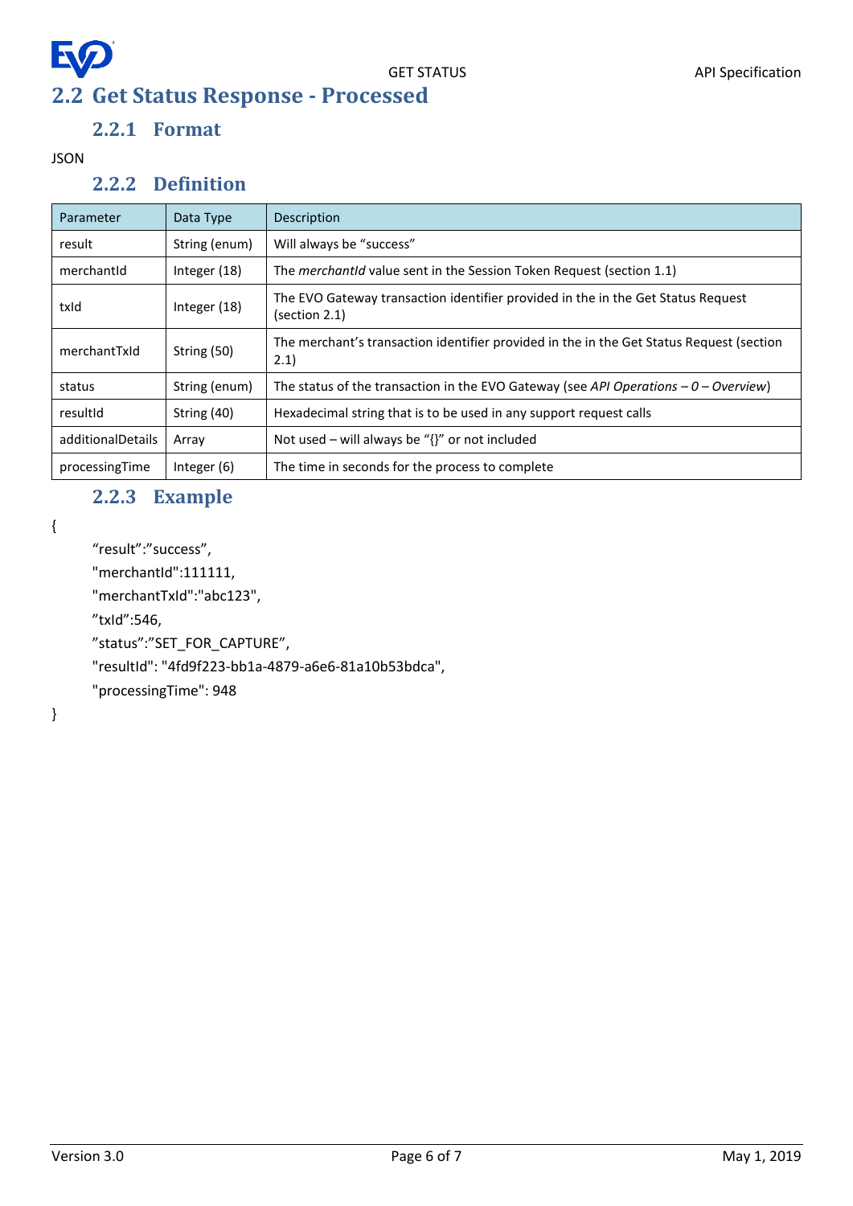## 2.2 Get Status Response - Processed

### 2.2.1 Format

JSON

### 2.2.2 Definition

| Parameter | Data Type | Description |
|---|---|---|
| result | String (enum) | Will always be "success" |
| merchantId | Integer (18) | The *merchantId* value sent in the Session Token Request (section 1.1) |
| txId | Integer (18) | The EVO Gateway transaction identifier provided in the in the Get Status Request (section 2.1) |
| merchantTxId | String (50) | The merchant's transaction identifier provided in the in the Get Status Request (section 2.1) |
| status | String (enum) | The status of the transaction in the EVO Gateway (see *API Operations – 0 – Overview*) |
| resultId | String (40) | Hexadecimal string that is to be used in any support request calls |
| additionalDetails | Array | Not used – will always be "{}" or not included |
| processingTime | Integer (6) | The time in seconds for the process to complete |

### 2.2.3 Example

```
{
    "result":"success",
    "merchantId":111111,
    "merchantTxId":"abc123",
    "txId":546,
    "status":"SET_FOR_CAPTURE",
    "resultId": "4fd9f223-bb1a-4879-a6e6-81a10b53bdca",
    "processingTime": 948
}
```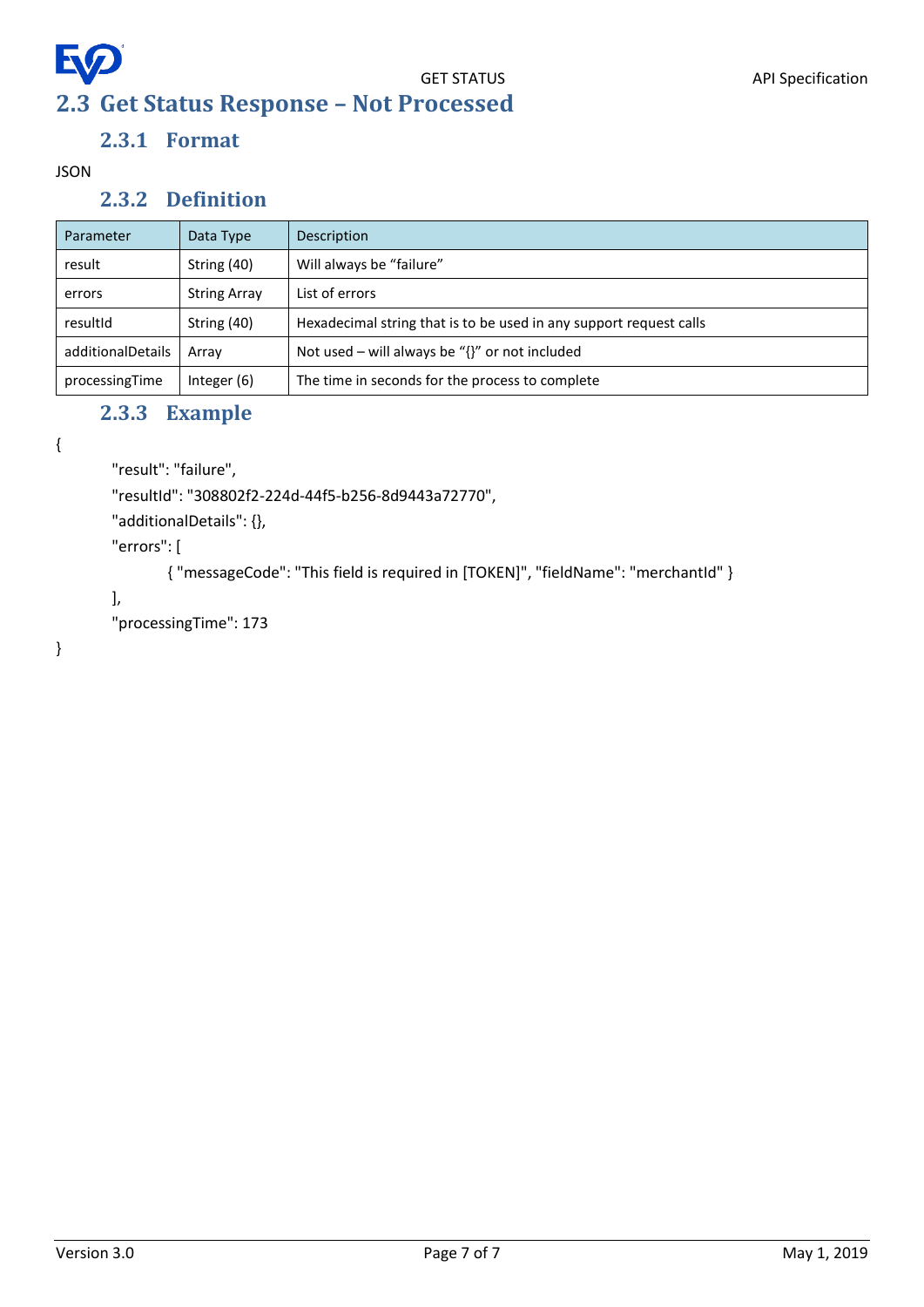## 2.3 Get Status Response – Not Processed

### 2.3.1 Format

JSON

### 2.3.2 Definition

| Parameter | Data Type | Description |
|---|---|---|
| result | String (40) | Will always be "failure" |
| errors | String Array | List of errors |
| resultId | String (40) | Hexadecimal string that is to be used in any support request calls |
| additionalDetails | Array | Not used – will always be "{}" or not included |
| processingTime | Integer (6) | The time in seconds for the process to complete |

### 2.3.3 Example

```
{
    "result": "failure",
    "resultId": "308802f2-224d-44f5-b256-8d9443a72770",
    "additionalDetails": {},
    "errors": [
        { "messageCode": "This field is required in [TOKEN]", "fieldName": "merchantId" }
    ],
    "processingTime": 173
}
```